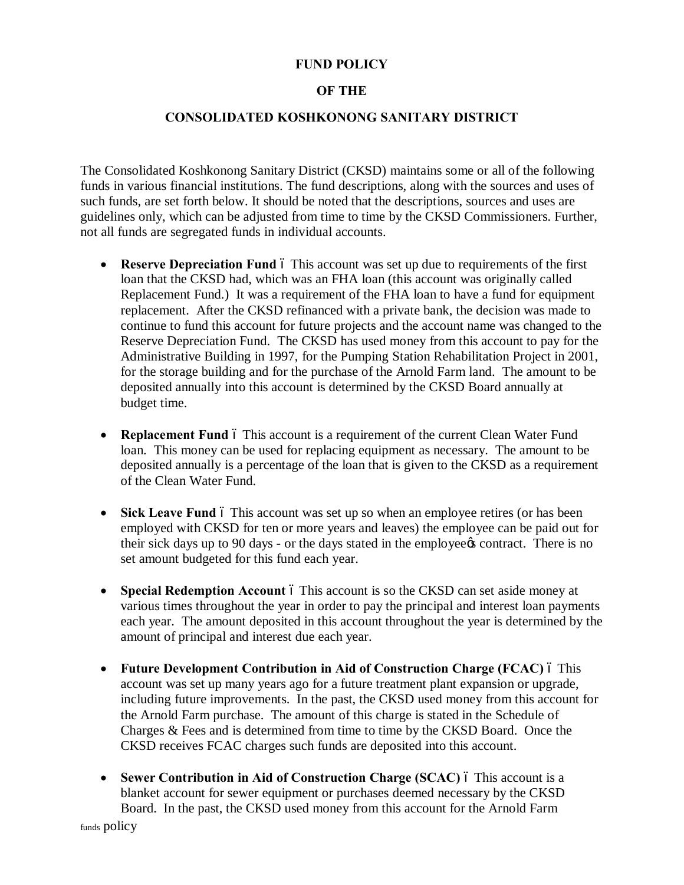**FUND POLICY**

**OF THE**

**CONSOLIDATED KOSHKONONG SANITARY DISTRICT**

The Consolidated Koshkonong Sanitary District (CKSD) maintains some or all of the following funds in various financial institutions. The fund descriptions, along with the sources and uses of such funds, are set forth below. It should be noted that the descriptions, sources and uses are guidelines only, which can be adjusted from time to time by the CKSD Commissioners. Further, not all funds are segregated funds in individual accounts.

- **Reserve Depreciation Fund** – This account was set up due to requirements of the first loan that the CKSD had, which was an FHA loan (this account was originally called Replacement Fund.) It was a requirement of the FHA loan to have a fund for equipment replacement. After the CKSD refinanced with a private bank, the decision was made to continue to fund this account for future projects and the account name was changed to the Reserve Depreciation Fund. The CKSD has used money from this account to pay for the Administrative Building in 1997, for the Pumping Station Rehabilitation Project in 2001, for the storage building and for the purchase of the Arnold Farm land. The amount to be deposited annually into this account is determined by the CKSD Board annually at budget time.

- **Replacement Fund** – This account is a requirement of the current Clean Water Fund loan. This money can be used for replacing equipment as necessary. The amount to be deposited annually is a percentage of the loan that is given to the CKSD as a requirement of the Clean Water Fund.

- **Sick Leave Fund** – This account was set up so when an employee retires (or has been employed with CKSD for ten or more years and leaves) the employee can be paid out for their sick days up to 90 days - or the days stated in the employee's contract. There is no set amount budgeted for this fund each year.

- **Special Redemption Account** – This account is so the CKSD can set aside money at various times throughout the year in order to pay the principal and interest loan payments each year. The amount deposited in this account throughout the year is determined by the amount of principal and interest due each year.

- **Future Development Contribution in Aid of Construction Charge (FCAC)** – This account was set up many years ago for a future treatment plant expansion or upgrade, including future improvements. In the past, the CKSD used money from this account for the Arnold Farm purchase. The amount of this charge is stated in the Schedule of Charges & Fees and is determined from time to time by the CKSD Board. Once the CKSD receives FCAC charges such funds are deposited into this account.

- **Sewer Contribution in Aid of Construction Charge (SCAC)** – This account is a blanket account for sewer equipment or purchases deemed necessary by the CKSD Board. In the past, the CKSD used money from this account for the Arnold Farm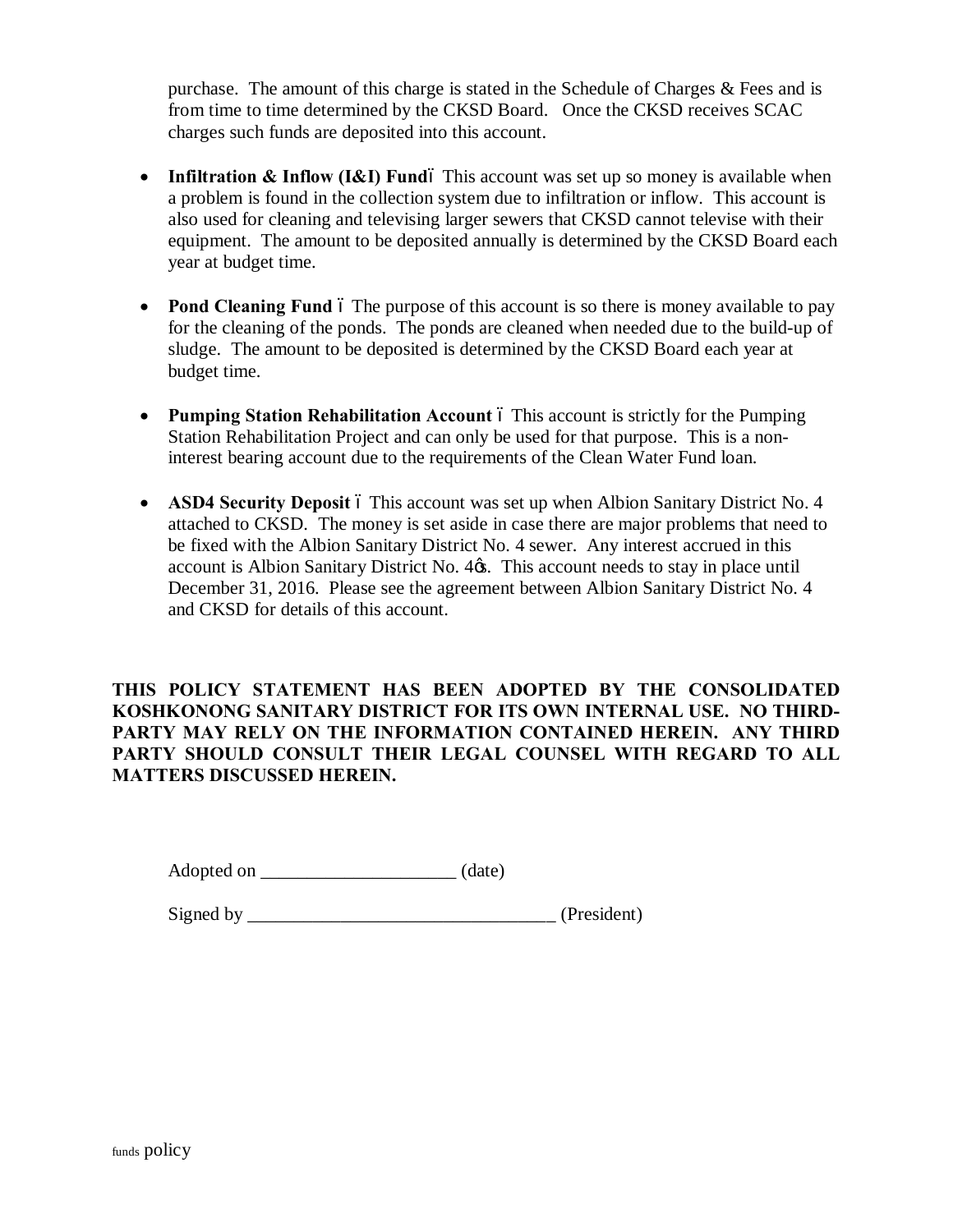purchase. The amount of this charge is stated in the Schedule of Charges & Fees and is from time to time determined by the CKSD Board. Once the CKSD receives SCAC charges such funds are deposited into this account.

- **Infiltration & Inflow (I&I) Fund**– This account was set up so money is available when a problem is found in the collection system due to infiltration or inflow. This account is also used for cleaning and televising larger sewers that CKSD cannot televise with their equipment. The amount to be deposited annually is determined by the CKSD Board each year at budget time.

- **Pond Cleaning Fund** – The purpose of this account is so there is money available to pay for the cleaning of the ponds. The ponds are cleaned when needed due to the build-up of sludge. The amount to be deposited is determined by the CKSD Board each year at budget time.

- **Pumping Station Rehabilitation Account** – This account is strictly for the Pumping Station Rehabilitation Project and can only be used for that purpose. This is a non-interest bearing account due to the requirements of the Clean Water Fund loan.

- **ASD4 Security Deposit** – This account was set up when Albion Sanitary District No. 4 attached to CKSD. The money is set aside in case there are major problems that need to be fixed with the Albion Sanitary District No. 4 sewer. Any interest accrued in this account is Albion Sanitary District No. 4's. This account needs to stay in place until December 31, 2016. Please see the agreement between Albion Sanitary District No. 4 and CKSD for details of this account.

**THIS POLICY STATEMENT HAS BEEN ADOPTED BY THE CONSOLIDATED KOSHKONONG SANITARY DISTRICT FOR ITS OWN INTERNAL USE. NO THIRD-PARTY MAY RELY ON THE INFORMATION CONTAINED HEREIN. ANY THIRD PARTY SHOULD CONSULT THEIR LEGAL COUNSEL WITH REGARD TO ALL MATTERS DISCUSSED HEREIN.**

Adopted on ____________________ (date)

Signed by ________________________________ (President)